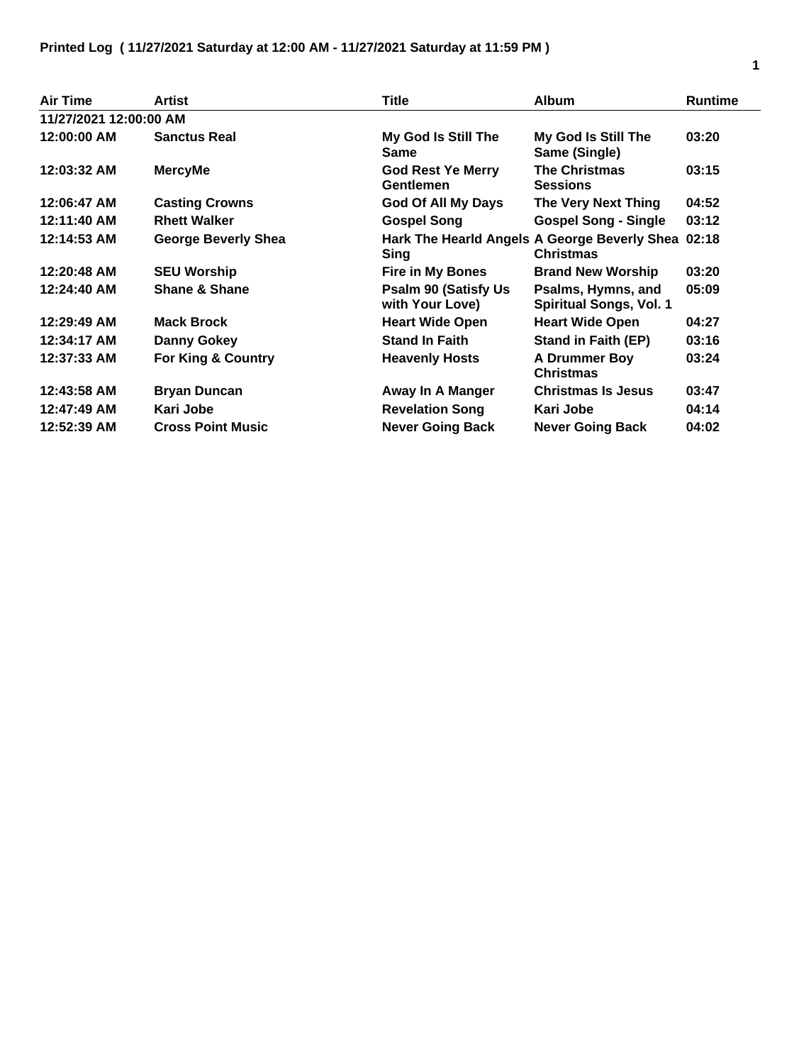**Printed Log ( 11/27/2021 Saturday at 12:00 AM - 11/27/2021 Saturday at 11:59 PM )**

| Air Time | Artist | Title | Album | Runtime |
|---|---|---|---|---|
| **11/27/2021 12:00:00 AM** | | | | |
| 12:00:00 AM | Sanctus Real | My God Is Still The Same | My God Is Still The Same (Single) | 03:20 |
| 12:03:32 AM | MercyMe | God Rest Ye Merry Gentlemen | The Christmas Sessions | 03:15 |
| 12:06:47 AM | Casting Crowns | God Of All My Days | The Very Next Thing | 04:52 |
| 12:11:40 AM | Rhett Walker | Gospel Song | Gospel Song - Single | 03:12 |
| 12:14:53 AM | George Beverly Shea | Hark The Hearld Angels Sing | A George Beverly Shea Christmas | 02:18 |
| 12:20:48 AM | SEU Worship | Fire in My Bones | Brand New Worship | 03:20 |
| 12:24:40 AM | Shane & Shane | Psalm 90 (Satisfy Us with Your Love) | Psalms, Hymns, and Spiritual Songs, Vol. 1 | 05:09 |
| 12:29:49 AM | Mack Brock | Heart Wide Open | Heart Wide Open | 04:27 |
| 12:34:17 AM | Danny Gokey | Stand In Faith | Stand in Faith (EP) | 03:16 |
| 12:37:33 AM | For King & Country | Heavenly Hosts | A Drummer Boy Christmas | 03:24 |
| 12:43:58 AM | Bryan Duncan | Away In A Manger | Christmas Is Jesus | 03:47 |
| 12:47:49 AM | Kari Jobe | Revelation Song | Kari Jobe | 04:14 |
| 12:52:39 AM | Cross Point Music | Never Going Back | Never Going Back | 04:02 |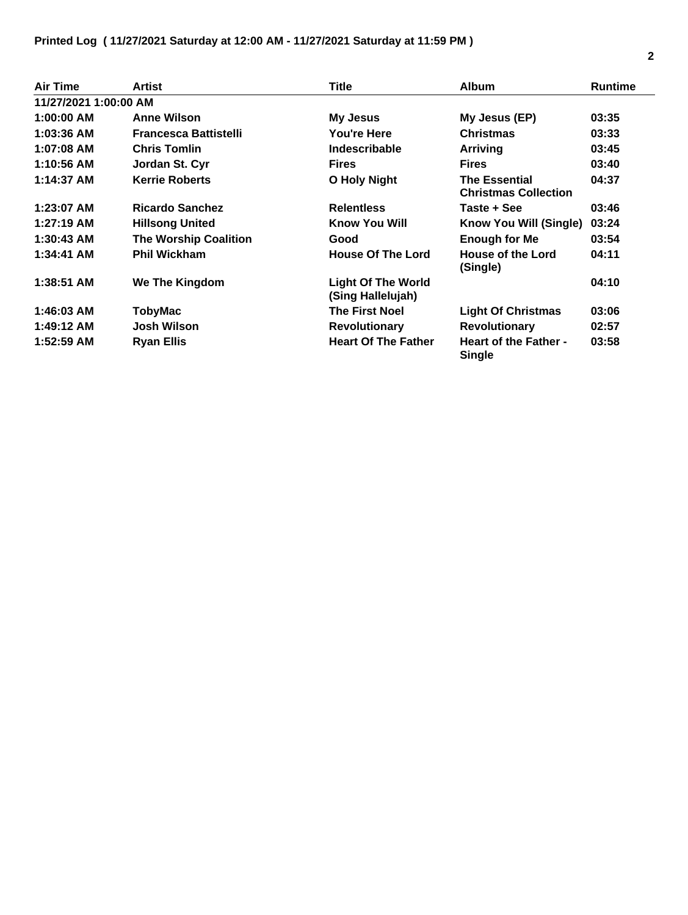**Printed Log ( 11/27/2021 Saturday at 12:00 AM - 11/27/2021 Saturday at 11:59 PM )**

| Air Time | Artist | Title | Album | Runtime |
|---|---|---|---|---|
| **11/27/2021 1:00:00 AM** | | | | |
| 1:00:00 AM | Anne Wilson | My Jesus | My Jesus (EP) | 03:35 |
| 1:03:36 AM | Francesca Battistelli | You're Here | Christmas | 03:33 |
| 1:07:08 AM | Chris Tomlin | Indescribable | Arriving | 03:45 |
| 1:10:56 AM | Jordan St. Cyr | Fires | Fires | 03:40 |
| 1:14:37 AM | Kerrie Roberts | O Holy Night | The Essential Christmas Collection | 04:37 |
| 1:23:07 AM | Ricardo Sanchez | Relentless | Taste + See | 03:46 |
| 1:27:19 AM | Hillsong United | Know You Will | Know You Will (Single) | 03:24 |
| 1:30:43 AM | The Worship Coalition | Good | Enough for Me | 03:54 |
| 1:34:41 AM | Phil Wickham | House Of The Lord | House of the Lord (Single) | 04:11 |
| 1:38:51 AM | We The Kingdom | Light Of The World (Sing Hallelujah) | | 04:10 |
| 1:46:03 AM | TobyMac | The First Noel | Light Of Christmas | 03:06 |
| 1:49:12 AM | Josh Wilson | Revolutionary | Revolutionary | 02:57 |
| 1:52:59 AM | Ryan Ellis | Heart Of The Father | Heart of the Father - Single | 03:58 |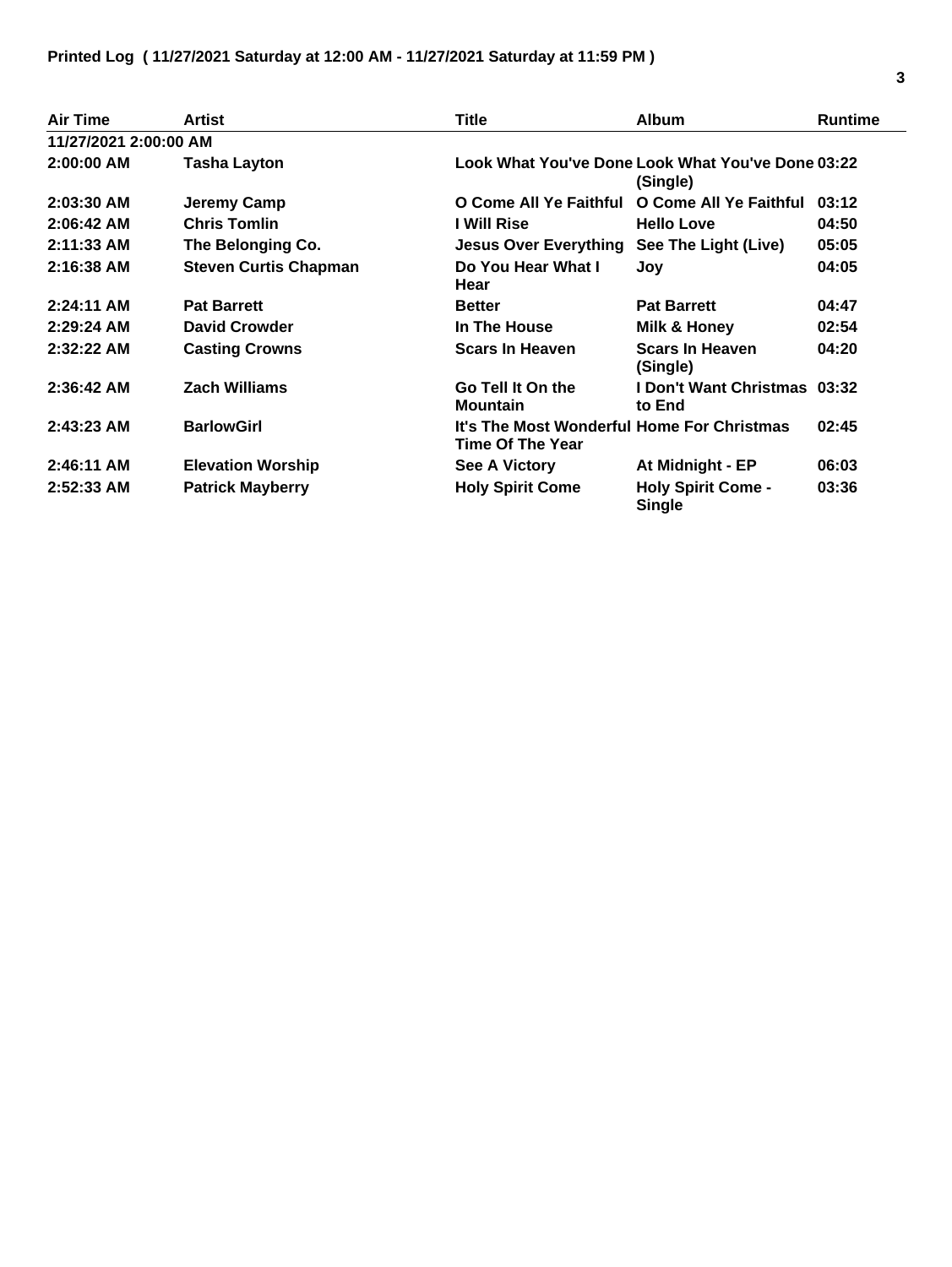**Printed Log ( 11/27/2021 Saturday at 12:00 AM - 11/27/2021 Saturday at 11:59 PM )**

| Air Time | Artist | Title | Album | Runtime |
|---|---|---|---|---|
| 11/27/2021 2:00:00 AM | | | | |
| 2:00:00 AM | Tasha Layton | Look What You've Done | Look What You've Done (Single) | 03:22 |
| 2:03:30 AM | Jeremy Camp | O Come All Ye Faithful | O Come All Ye Faithful | 03:12 |
| 2:06:42 AM | Chris Tomlin | I Will Rise | Hello Love | 04:50 |
| 2:11:33 AM | The Belonging Co. | Jesus Over Everything | See The Light (Live) | 05:05 |
| 2:16:38 AM | Steven Curtis Chapman | Do You Hear What I Hear | Joy | 04:05 |
| 2:24:11 AM | Pat Barrett | Better | Pat Barrett | 04:47 |
| 2:29:24 AM | David Crowder | In The House | Milk & Honey | 02:54 |
| 2:32:22 AM | Casting Crowns | Scars In Heaven | Scars In Heaven (Single) | 04:20 |
| 2:36:42 AM | Zach Williams | Go Tell It On the Mountain | I Don't Want Christmas to End | 03:32 |
| 2:43:23 AM | BarlowGirl | It's The Most Wonderful Time Of The Year | Home For Christmas | 02:45 |
| 2:46:11 AM | Elevation Worship | See A Victory | At Midnight - EP | 06:03 |
| 2:52:33 AM | Patrick Mayberry | Holy Spirit Come | Holy Spirit Come - Single | 03:36 |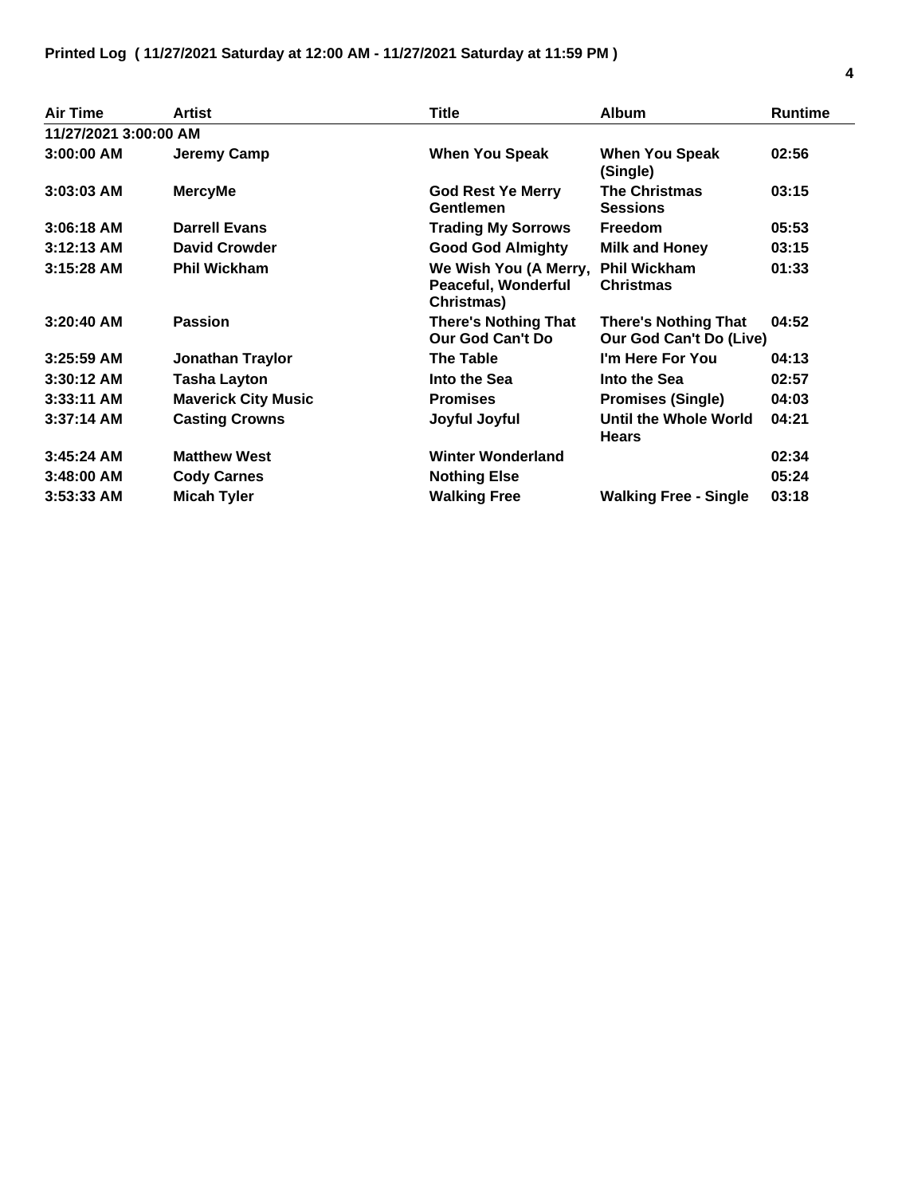**Printed Log ( 11/27/2021 Saturday at 12:00 AM - 11/27/2021 Saturday at 11:59 PM )**

| Air Time | Artist | Title | Album | Runtime |
|---|---|---|---|---|
| 11/27/2021 3:00:00 AM | | | | |
| 3:00:00 AM | Jeremy Camp | When You Speak | When You Speak (Single) | 02:56 |
| 3:03:03 AM | MercyMe | God Rest Ye Merry Gentlemen | The Christmas Sessions | 03:15 |
| 3:06:18 AM | Darrell Evans | Trading My Sorrows | Freedom | 05:53 |
| 3:12:13 AM | David Crowder | Good God Almighty | Milk and Honey | 03:15 |
| 3:15:28 AM | Phil Wickham | We Wish You (A Merry, Peaceful, Wonderful Christmas) | Phil Wickham Christmas | 01:33 |
| 3:20:40 AM | Passion | There's Nothing That Our God Can't Do | There's Nothing That Our God Can't Do (Live) | 04:52 |
| 3:25:59 AM | Jonathan Traylor | The Table | I'm Here For You | 04:13 |
| 3:30:12 AM | Tasha Layton | Into the Sea | Into the Sea | 02:57 |
| 3:33:11 AM | Maverick City Music | Promises | Promises (Single) | 04:03 |
| 3:37:14 AM | Casting Crowns | Joyful Joyful | Until the Whole World Hears | 04:21 |
| 3:45:24 AM | Matthew West | Winter Wonderland | | 02:34 |
| 3:48:00 AM | Cody Carnes | Nothing Else | | 05:24 |
| 3:53:33 AM | Micah Tyler | Walking Free | Walking Free - Single | 03:18 |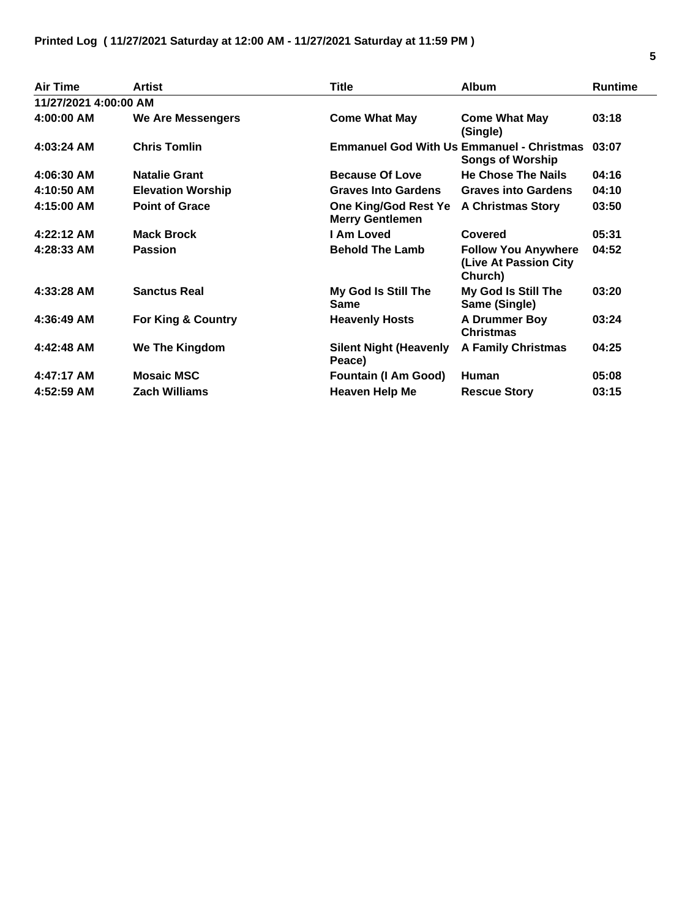**Printed Log ( 11/27/2021 Saturday at 12:00 AM - 11/27/2021 Saturday at 11:59 PM )**

| Air Time | Artist | Title | Album | Runtime |
|---|---|---|---|---|
| 11/27/2021 4:00:00 AM | | | | |
| 4:00:00 AM | We Are Messengers | Come What May | Come What May (Single) | 03:18 |
| 4:03:24 AM | Chris Tomlin | Emmanuel God With Us | Emmanuel - Christmas Songs of Worship | 03:07 |
| 4:06:30 AM | Natalie Grant | Because Of Love | He Chose The Nails | 04:16 |
| 4:10:50 AM | Elevation Worship | Graves Into Gardens | Graves into Gardens | 04:10 |
| 4:15:00 AM | Point of Grace | One King/God Rest Ye Merry Gentlemen | A Christmas Story | 03:50 |
| 4:22:12 AM | Mack Brock | I Am Loved | Covered | 05:31 |
| 4:28:33 AM | Passion | Behold The Lamb | Follow You Anywhere (Live At Passion City Church) | 04:52 |
| 4:33:28 AM | Sanctus Real | My God Is Still The Same | My God Is Still The Same (Single) | 03:20 |
| 4:36:49 AM | For King & Country | Heavenly Hosts | A Drummer Boy Christmas | 03:24 |
| 4:42:48 AM | We The Kingdom | Silent Night (Heavenly Peace) | A Family Christmas | 04:25 |
| 4:47:17 AM | Mosaic MSC | Fountain (I Am Good) | Human | 05:08 |
| 4:52:59 AM | Zach Williams | Heaven Help Me | Rescue Story | 03:15 |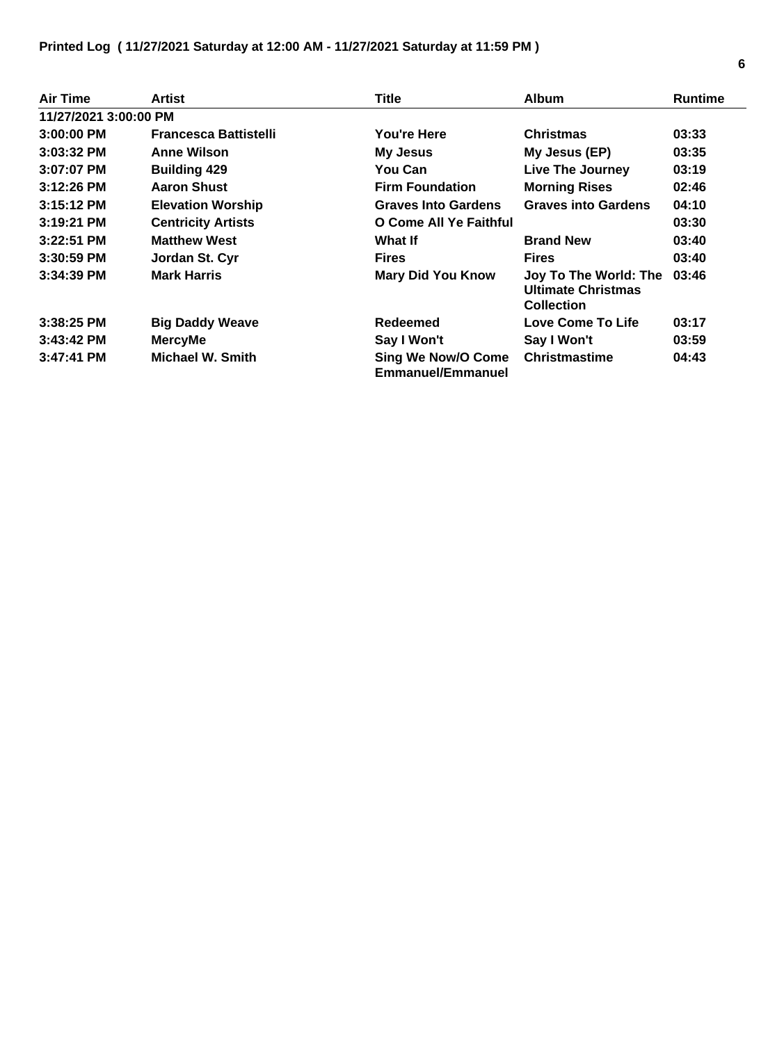Printed Log ( 11/27/2021 Saturday at 12:00 AM - 11/27/2021 Saturday at 11:59 PM )

| Air Time | Artist | Title | Album | Runtime |
|---|---|---|---|---|
| 11/27/2021 3:00:00 PM | | | | |
| 3:00:00 PM | Francesca Battistelli | You're Here | Christmas | 03:33 |
| 3:03:32 PM | Anne Wilson | My Jesus | My Jesus (EP) | 03:35 |
| 3:07:07 PM | Building 429 | You Can | Live The Journey | 03:19 |
| 3:12:26 PM | Aaron Shust | Firm Foundation | Morning Rises | 02:46 |
| 3:15:12 PM | Elevation Worship | Graves Into Gardens | Graves into Gardens | 04:10 |
| 3:19:21 PM | Centricity Artists | O Come All Ye Faithful | | 03:30 |
| 3:22:51 PM | Matthew West | What If | Brand New | 03:40 |
| 3:30:59 PM | Jordan St. Cyr | Fires | Fires | 03:40 |
| 3:34:39 PM | Mark Harris | Mary Did You Know | Joy To The World: The Ultimate Christmas Collection | 03:46 |
| 3:38:25 PM | Big Daddy Weave | Redeemed | Love Come To Life | 03:17 |
| 3:43:42 PM | MercyMe | Say I Won't | Say I Won't | 03:59 |
| 3:47:41 PM | Michael W. Smith | Sing We Now/O Come Emmanuel/Emmanuel | Christmastime | 04:43 |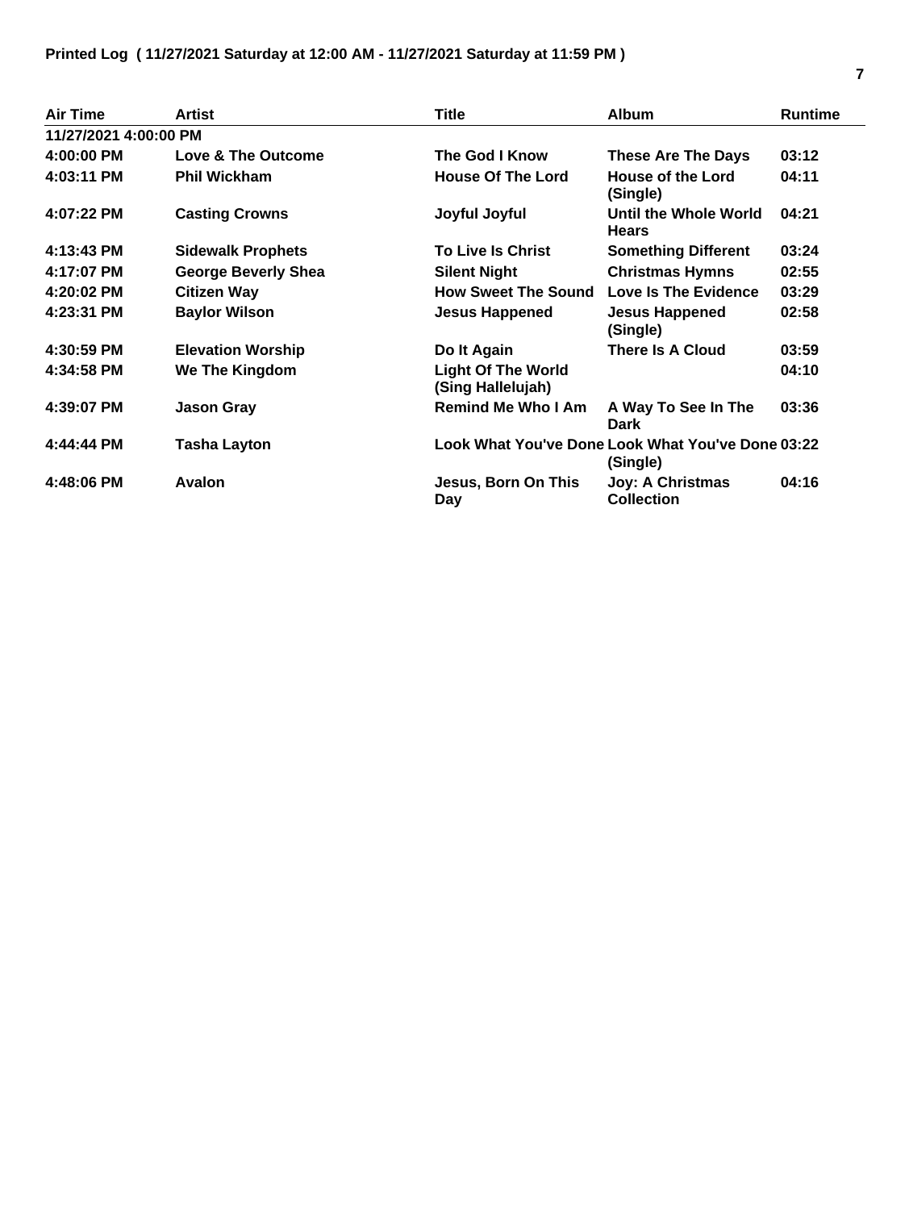**Printed Log ( 11/27/2021 Saturday at 12:00 AM - 11/27/2021 Saturday at 11:59 PM )**

| Air Time | Artist | Title | Album | Runtime |
|---|---|---|---|---|
| **11/27/2021 4:00:00 PM** | | | | |
| 4:00:00 PM | Love & The Outcome | The God I Know | These Are The Days | 03:12 |
| 4:03:11 PM | Phil Wickham | House Of The Lord | House of the Lord (Single) | 04:11 |
| 4:07:22 PM | Casting Crowns | Joyful Joyful | Until the Whole World Hears | 04:21 |
| 4:13:43 PM | Sidewalk Prophets | To Live Is Christ | Something Different | 03:24 |
| 4:17:07 PM | George Beverly Shea | Silent Night | Christmas Hymns | 02:55 |
| 4:20:02 PM | Citizen Way | How Sweet The Sound | Love Is The Evidence | 03:29 |
| 4:23:31 PM | Baylor Wilson | Jesus Happened | Jesus Happened (Single) | 02:58 |
| 4:30:59 PM | Elevation Worship | Do It Again | There Is A Cloud | 03:59 |
| 4:34:58 PM | We The Kingdom | Light Of The World (Sing Hallelujah) | | 04:10 |
| 4:39:07 PM | Jason Gray | Remind Me Who I Am | A Way To See In The Dark | 03:36 |
| 4:44:44 PM | Tasha Layton | Look What You've Done | Look What You've Done (Single) | 03:22 |
| 4:48:06 PM | Avalon | Jesus, Born On This Day | Joy: A Christmas Collection | 04:16 |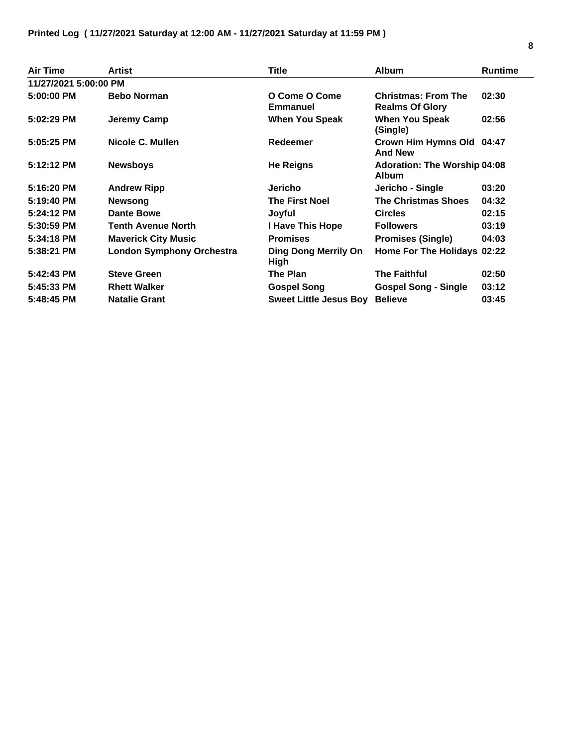**Printed Log ( 11/27/2021 Saturday at 12:00 AM - 11/27/2021 Saturday at 11:59 PM )**

| Air Time | Artist | Title | Album | Runtime |
|---|---|---|---|---|
| **11/27/2021 5:00:00 PM** | | | | |
| 5:00:00 PM | Bebo Norman | O Come O Come Emmanuel | Christmas: From The Realms Of Glory | 02:30 |
| 5:02:29 PM | Jeremy Camp | When You Speak | When You Speak (Single) | 02:56 |
| 5:05:25 PM | Nicole C. Mullen | Redeemer | Crown Him Hymns Old And New | 04:47 |
| 5:12:12 PM | Newsboys | He Reigns | Adoration: The Worship Album | 04:08 |
| 5:16:20 PM | Andrew Ripp | Jericho | Jericho - Single | 03:20 |
| 5:19:40 PM | Newsong | The First Noel | The Christmas Shoes | 04:32 |
| 5:24:12 PM | Dante Bowe | Joyful | Circles | 02:15 |
| 5:30:59 PM | Tenth Avenue North | I Have This Hope | Followers | 03:19 |
| 5:34:18 PM | Maverick City Music | Promises | Promises (Single) | 04:03 |
| 5:38:21 PM | London Symphony Orchestra | Ding Dong Merrily On High | Home For The Holidays | 02:22 |
| 5:42:43 PM | Steve Green | The Plan | The Faithful | 02:50 |
| 5:45:33 PM | Rhett Walker | Gospel Song | Gospel Song - Single | 03:12 |
| 5:48:45 PM | Natalie Grant | Sweet Little Jesus Boy | Believe | 03:45 |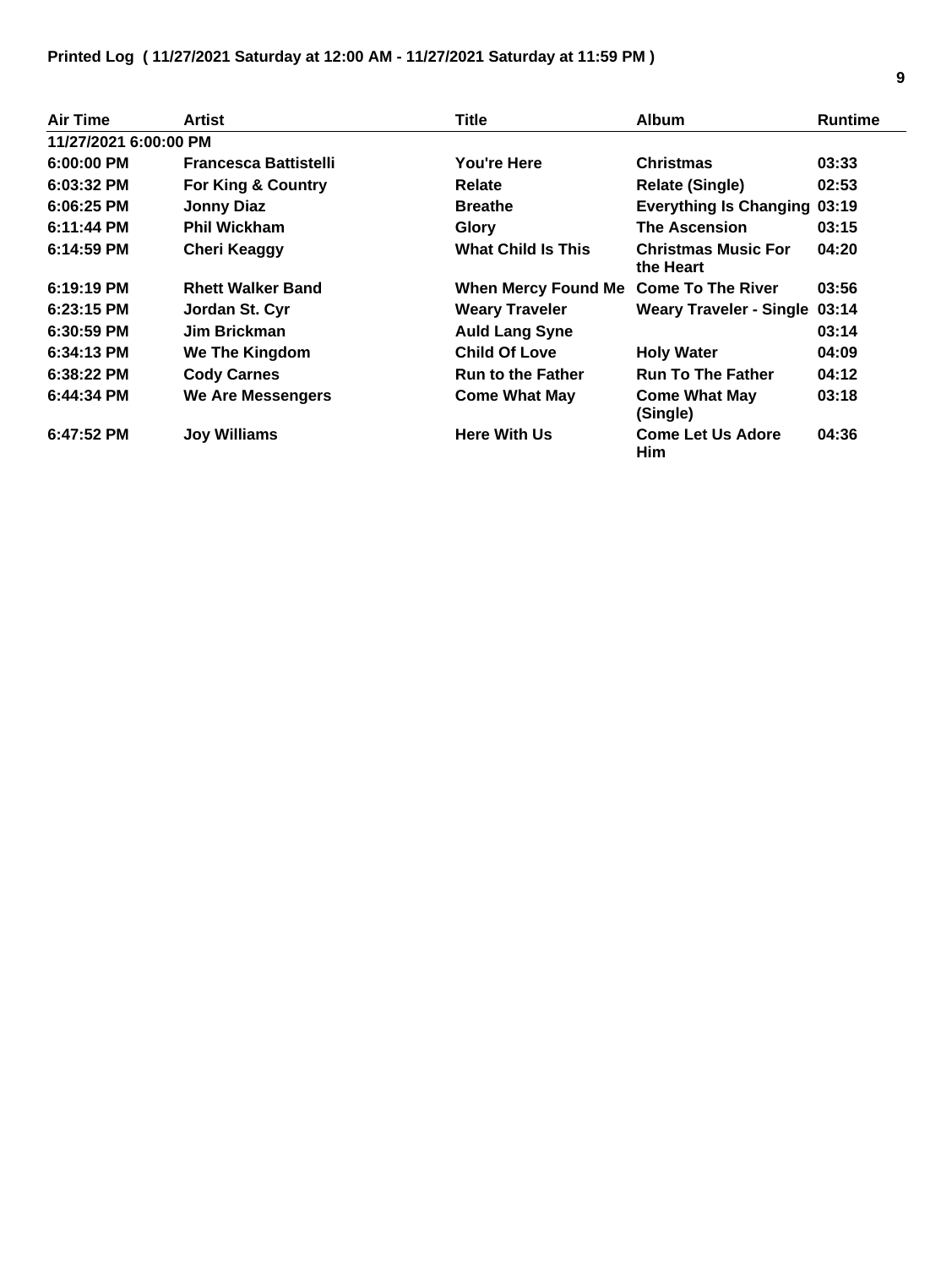**Printed Log ( 11/27/2021 Saturday at 12:00 AM - 11/27/2021 Saturday at 11:59 PM )**

| Air Time | Artist | Title | Album | Runtime |
|---|---|---|---|---|
| **11/27/2021 6:00:00 PM** | | | | |
| 6:00:00 PM | Francesca Battistelli | You're Here | Christmas | 03:33 |
| 6:03:32 PM | For King & Country | Relate | Relate (Single) | 02:53 |
| 6:06:25 PM | Jonny Diaz | Breathe | Everything Is Changing | 03:19 |
| 6:11:44 PM | Phil Wickham | Glory | The Ascension | 03:15 |
| 6:14:59 PM | Cheri Keaggy | What Child Is This | Christmas Music For the Heart | 04:20 |
| 6:19:19 PM | Rhett Walker Band | When Mercy Found Me | Come To The River | 03:56 |
| 6:23:15 PM | Jordan St. Cyr | Weary Traveler | Weary Traveler - Single | 03:14 |
| 6:30:59 PM | Jim Brickman | Auld Lang Syne | | 03:14 |
| 6:34:13 PM | We The Kingdom | Child Of Love | Holy Water | 04:09 |
| 6:38:22 PM | Cody Carnes | Run to the Father | Run To The Father | 04:12 |
| 6:44:34 PM | We Are Messengers | Come What May | Come What May (Single) | 03:18 |
| 6:47:52 PM | Joy Williams | Here With Us | Come Let Us Adore Him | 04:36 |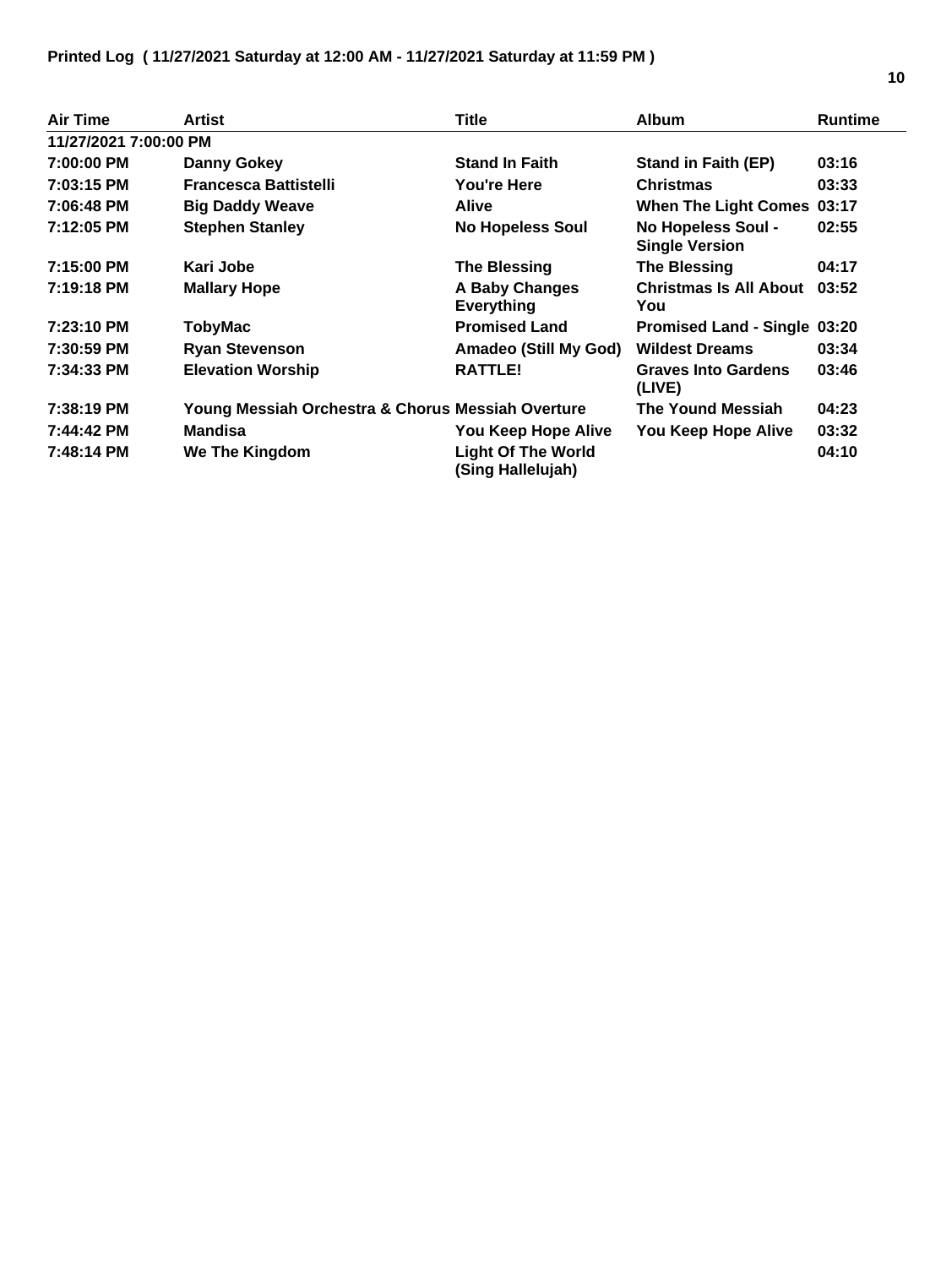**Printed Log ( 11/27/2021 Saturday at 12:00 AM - 11/27/2021 Saturday at 11:59 PM )**

| Air Time | Artist | Title | Album | Runtime |
|---|---|---|---|---|
| 11/27/2021 7:00:00 PM | | | | |
| 7:00:00 PM | Danny Gokey | Stand In Faith | Stand in Faith (EP) | 03:16 |
| 7:03:15 PM | Francesca Battistelli | You're Here | Christmas | 03:33 |
| 7:06:48 PM | Big Daddy Weave | Alive | When The Light Comes | 03:17 |
| 7:12:05 PM | Stephen Stanley | No Hopeless Soul | No Hopeless Soul - Single Version | 02:55 |
| 7:15:00 PM | Kari Jobe | The Blessing | The Blessing | 04:17 |
| 7:19:18 PM | Mallary Hope | A Baby Changes Everything | Christmas Is All About You | 03:52 |
| 7:23:10 PM | TobyMac | Promised Land | Promised Land - Single | 03:20 |
| 7:30:59 PM | Ryan Stevenson | Amadeo (Still My God) | Wildest Dreams | 03:34 |
| 7:34:33 PM | Elevation Worship | RATTLE! | Graves Into Gardens (LIVE) | 03:46 |
| 7:38:19 PM | Young Messiah Orchestra & Chorus | Messiah Overture | The Yound Messiah | 04:23 |
| 7:44:42 PM | Mandisa | You Keep Hope Alive | You Keep Hope Alive | 03:32 |
| 7:48:14 PM | We The Kingdom | Light Of The World (Sing Hallelujah) | | 04:10 |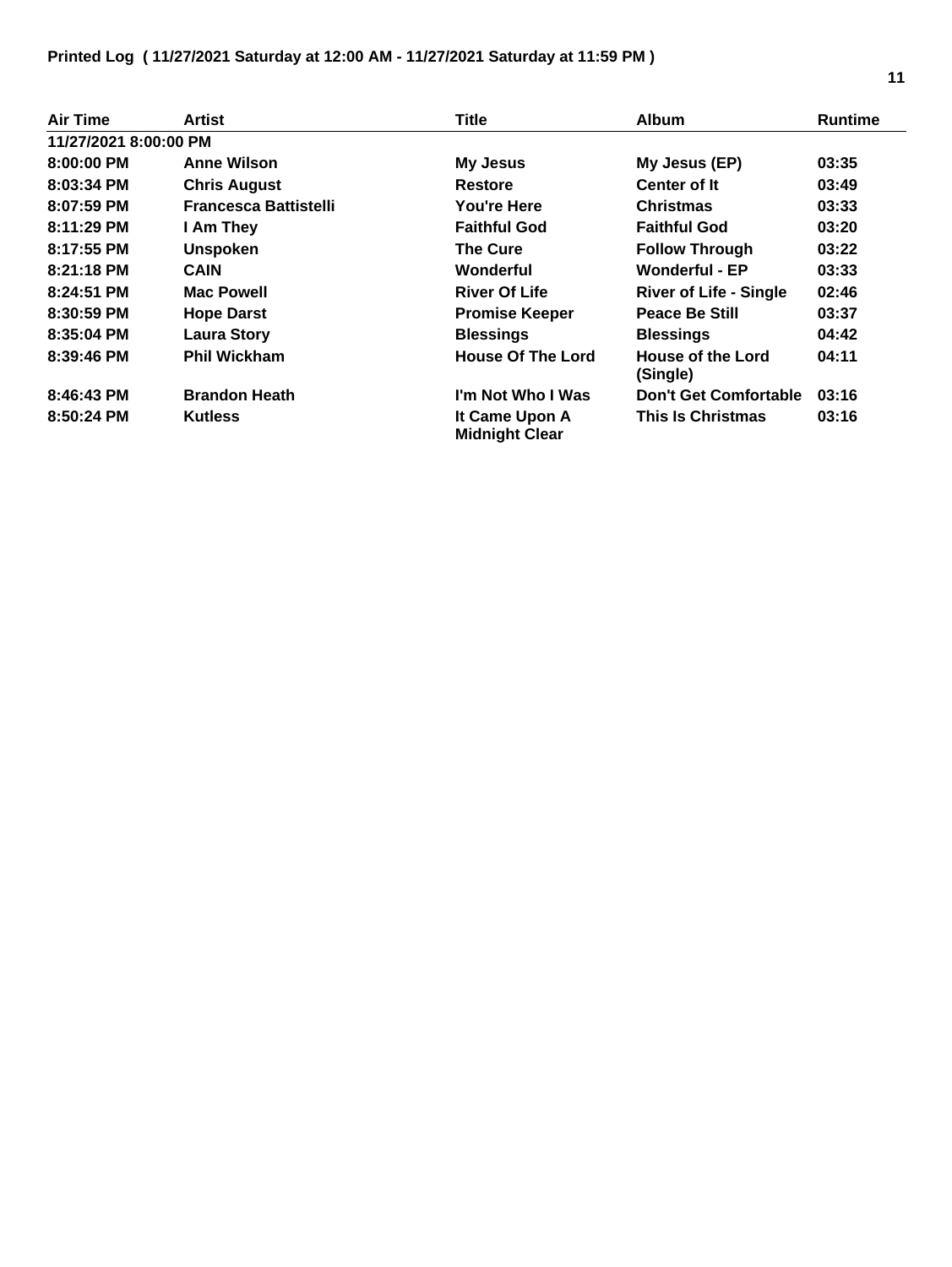**Printed Log ( 11/27/2021 Saturday at 12:00 AM - 11/27/2021 Saturday at 11:59 PM )**

| Air Time | Artist | Title | Album | Runtime |
|---|---|---|---|---|
| **11/27/2021 8:00:00 PM** | | | | |
| 8:00:00 PM | Anne Wilson | My Jesus | My Jesus (EP) | 03:35 |
| 8:03:34 PM | Chris August | Restore | Center of It | 03:49 |
| 8:07:59 PM | Francesca Battistelli | You're Here | Christmas | 03:33 |
| 8:11:29 PM | I Am They | Faithful God | Faithful God | 03:20 |
| 8:17:55 PM | Unspoken | The Cure | Follow Through | 03:22 |
| 8:21:18 PM | CAIN | Wonderful | Wonderful - EP | 03:33 |
| 8:24:51 PM | Mac Powell | River Of Life | River of Life - Single | 02:46 |
| 8:30:59 PM | Hope Darst | Promise Keeper | Peace Be Still | 03:37 |
| 8:35:04 PM | Laura Story | Blessings | Blessings | 04:42 |
| 8:39:46 PM | Phil Wickham | House Of The Lord | House of the Lord (Single) | 04:11 |
| 8:46:43 PM | Brandon Heath | I'm Not Who I Was | Don't Get Comfortable | 03:16 |
| 8:50:24 PM | Kutless | It Came Upon A Midnight Clear | This Is Christmas | 03:16 |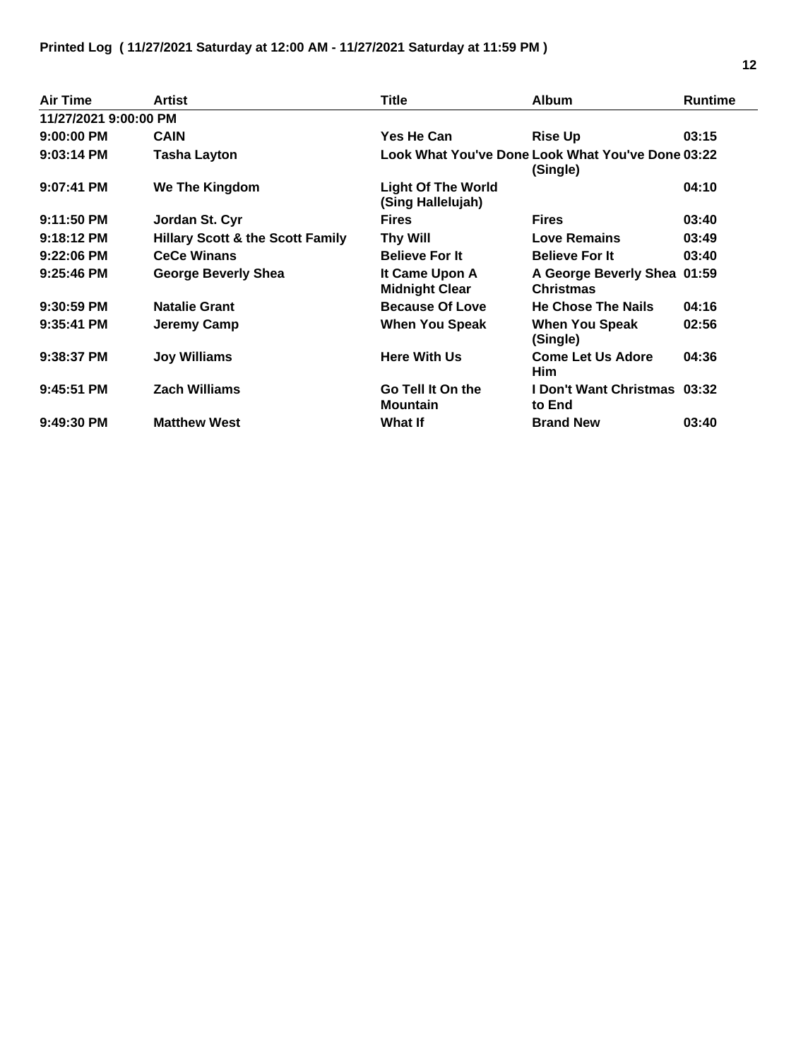**Printed Log ( 11/27/2021 Saturday at 12:00 AM - 11/27/2021 Saturday at 11:59 PM )**

| Air Time | Artist | Title | Album | Runtime |
|---|---|---|---|---|
| 11/27/2021 9:00:00 PM | | | | |
| 9:00:00 PM | CAIN | Yes He Can | Rise Up | 03:15 |
| 9:03:14 PM | Tasha Layton | Look What You've Done | Look What You've Done (Single) | 03:22 |
| 9:07:41 PM | We The Kingdom | Light Of The World (Sing Hallelujah) | | 04:10 |
| 9:11:50 PM | Jordan St. Cyr | Fires | Fires | 03:40 |
| 9:18:12 PM | Hillary Scott & the Scott Family | Thy Will | Love Remains | 03:49 |
| 9:22:06 PM | CeCe Winans | Believe For It | Believe For It | 03:40 |
| 9:25:46 PM | George Beverly Shea | It Came Upon A Midnight Clear | A George Beverly Shea Christmas | 01:59 |
| 9:30:59 PM | Natalie Grant | Because Of Love | He Chose The Nails | 04:16 |
| 9:35:41 PM | Jeremy Camp | When You Speak | When You Speak (Single) | 02:56 |
| 9:38:37 PM | Joy Williams | Here With Us | Come Let Us Adore Him | 04:36 |
| 9:45:51 PM | Zach Williams | Go Tell It On the Mountain | I Don't Want Christmas to End | 03:32 |
| 9:49:30 PM | Matthew West | What If | Brand New | 03:40 |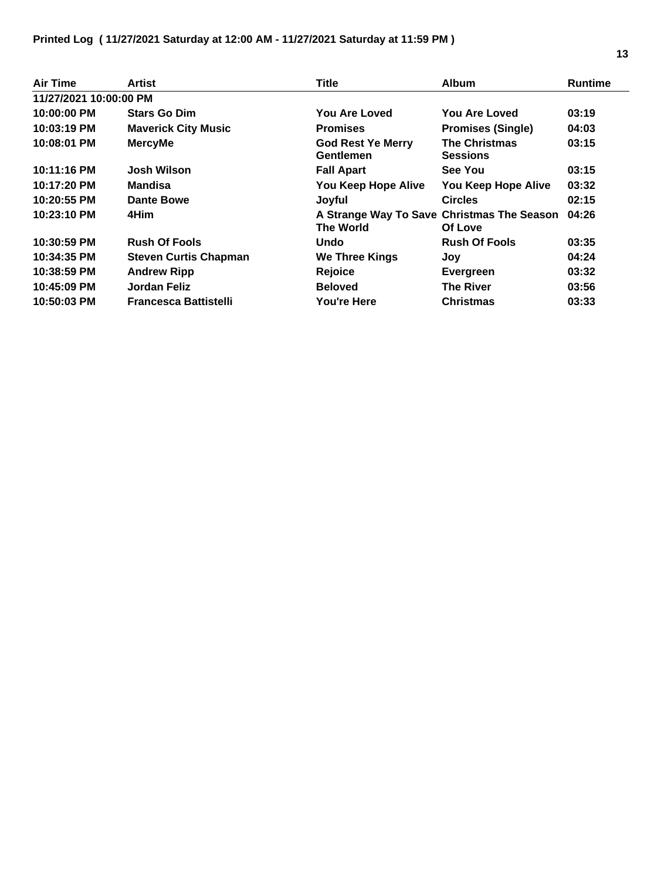**Printed Log ( 11/27/2021 Saturday at 12:00 AM - 11/27/2021 Saturday at 11:59 PM )**

| Air Time | Artist | Title | Album | Runtime |
|---|---|---|---|---|
| 11/27/2021 10:00:00 PM | | | | |
| 10:00:00 PM | Stars Go Dim | You Are Loved | You Are Loved | 03:19 |
| 10:03:19 PM | Maverick City Music | Promises | Promises (Single) | 04:03 |
| 10:08:01 PM | MercyMe | God Rest Ye Merry Gentlemen | The Christmas Sessions | 03:15 |
| 10:11:16 PM | Josh Wilson | Fall Apart | See You | 03:15 |
| 10:17:20 PM | Mandisa | You Keep Hope Alive | You Keep Hope Alive | 03:32 |
| 10:20:55 PM | Dante Bowe | Joyful | Circles | 02:15 |
| 10:23:10 PM | 4Him | A Strange Way To Save The World | Christmas The Season Of Love | 04:26 |
| 10:30:59 PM | Rush Of Fools | Undo | Rush Of Fools | 03:35 |
| 10:34:35 PM | Steven Curtis Chapman | We Three Kings | Joy | 04:24 |
| 10:38:59 PM | Andrew Ripp | Rejoice | Evergreen | 03:32 |
| 10:45:09 PM | Jordan Feliz | Beloved | The River | 03:56 |
| 10:50:03 PM | Francesca Battistelli | You're Here | Christmas | 03:33 |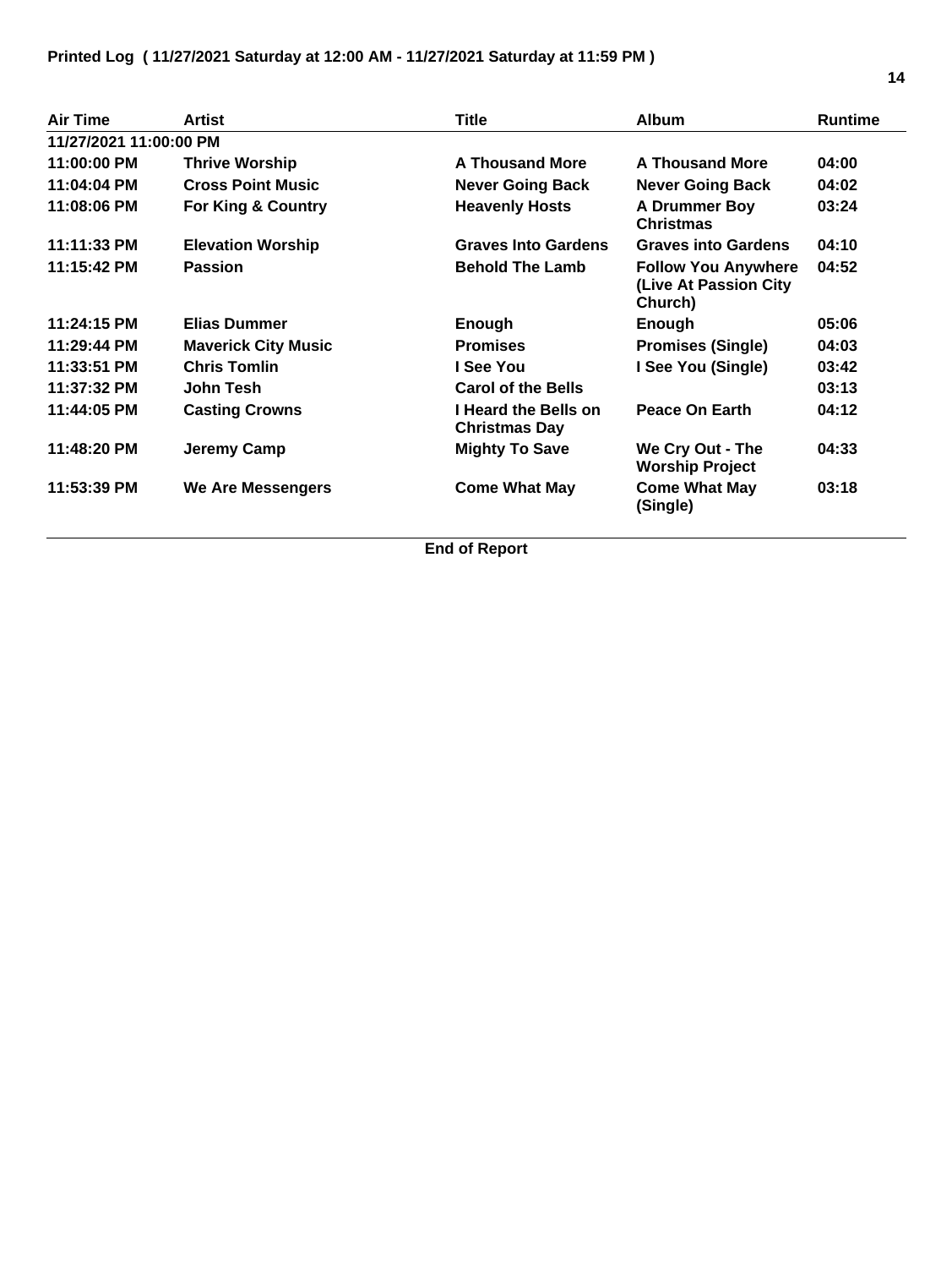**Printed Log ( 11/27/2021 Saturday at 12:00 AM - 11/27/2021 Saturday at 11:59 PM )**

| Air Time | Artist | Title | Album | Runtime |
|---|---|---|---|---|
| 11/27/2021 11:00:00 PM | | | | |
| 11:00:00 PM | Thrive Worship | A Thousand More | A Thousand More | 04:00 |
| 11:04:04 PM | Cross Point Music | Never Going Back | Never Going Back | 04:02 |
| 11:08:06 PM | For King & Country | Heavenly Hosts | A Drummer Boy Christmas | 03:24 |
| 11:11:33 PM | Elevation Worship | Graves Into Gardens | Graves into Gardens | 04:10 |
| 11:15:42 PM | Passion | Behold The Lamb | Follow You Anywhere (Live At Passion City Church) | 04:52 |
| 11:24:15 PM | Elias Dummer | Enough | Enough | 05:06 |
| 11:29:44 PM | Maverick City Music | Promises | Promises (Single) | 04:03 |
| 11:33:51 PM | Chris Tomlin | I See You | I See You (Single) | 03:42 |
| 11:37:32 PM | John Tesh | Carol of the Bells | | 03:13 |
| 11:44:05 PM | Casting Crowns | I Heard the Bells on Christmas Day | Peace On Earth | 04:12 |
| 11:48:20 PM | Jeremy Camp | Mighty To Save | We Cry Out - The Worship Project | 04:33 |
| 11:53:39 PM | We Are Messengers | Come What May | Come What May (Single) | 03:18 |

**End of Report**